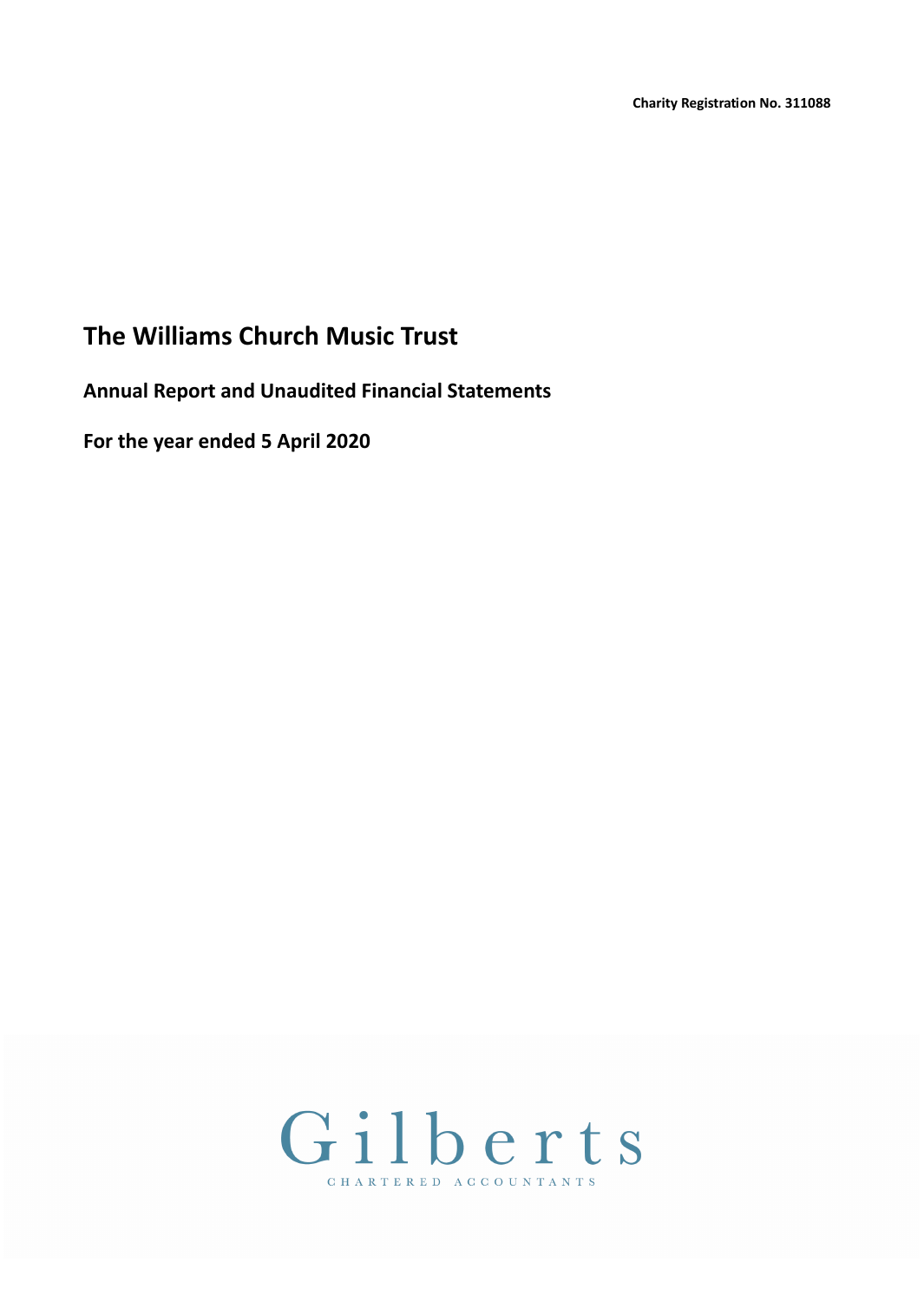**Charity Registration No. 311088**

# The Williams Church Music Trust

## Annual Report and Unaudited Financial Statements

## For the year ended 5 April 2020

Gilberts

CHARTERED ACCOUNTANTS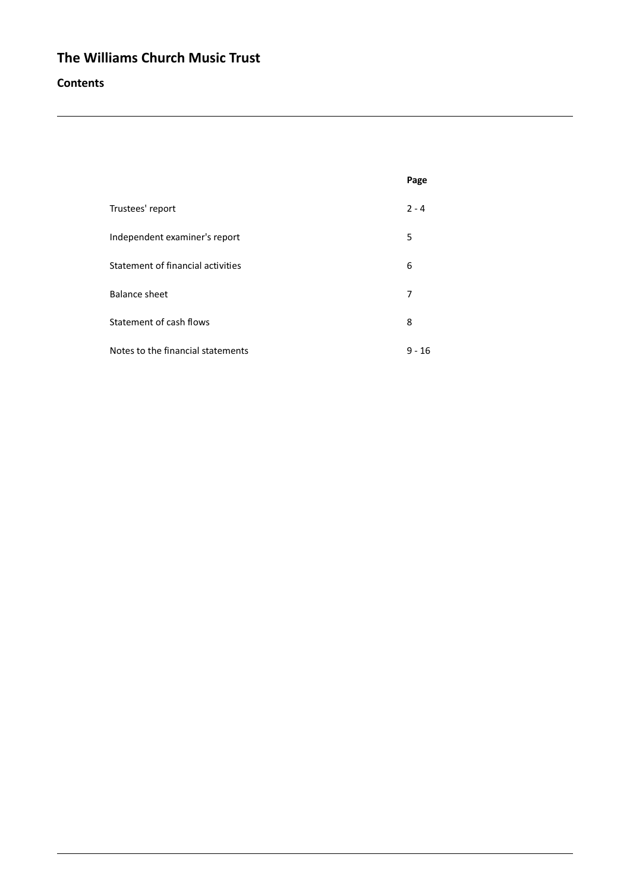# The Williams Church Music Trust

## Contents

| | Page |
|---|---|
| Trustees' report | 2 - 4 |
| Independent examiner's report | 5 |
| Statement of financial activities | 6 |
| Balance sheet | 7 |
| Statement of cash flows | 8 |
| Notes to the financial statements | 9 - 16 |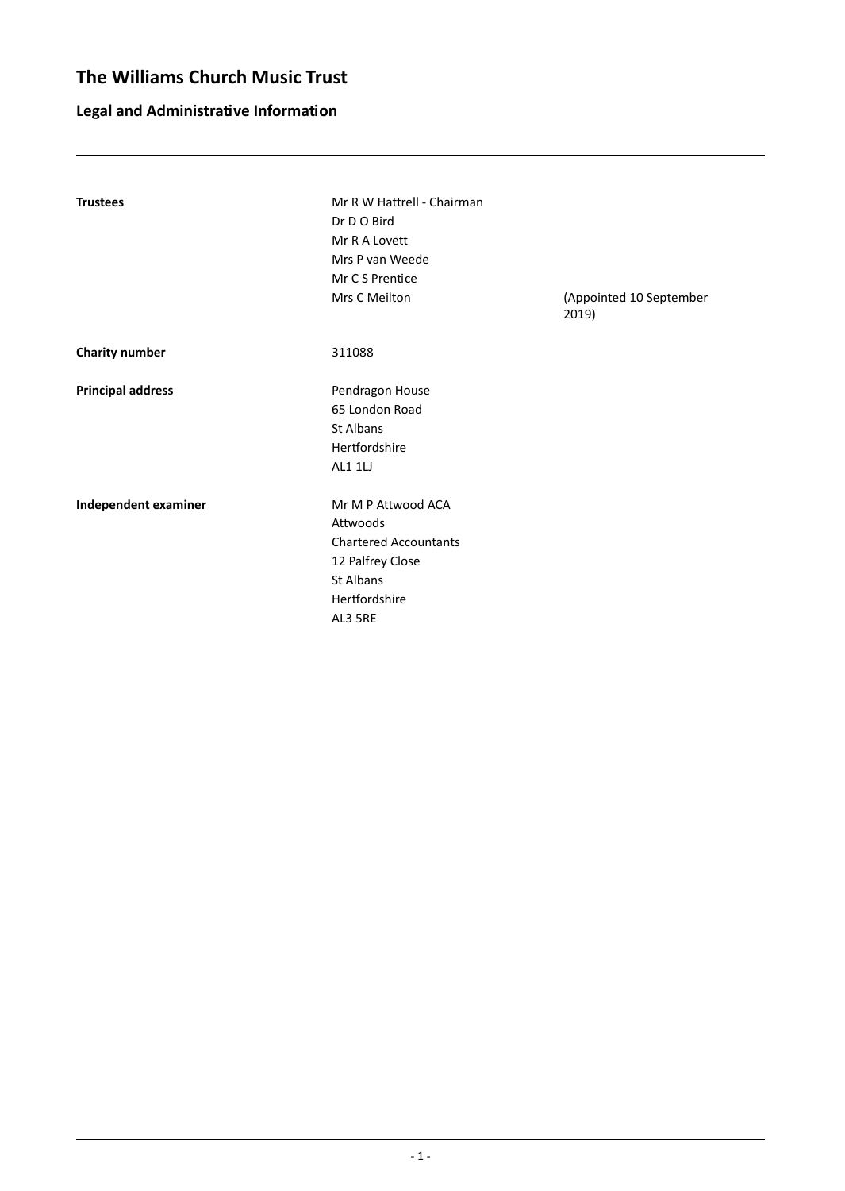# The Williams Church Music Trust

## Legal and Administrative Information

| | | |
|---|---|---|
| **Trustees** | Mr R W Hattrell - Chairman | |
| | Dr D O Bird | |
| | Mr R A Lovett | |
| | Mrs P van Weede | |
| | Mr C S Prentice | |
| | Mrs C Meilton | (Appointed 10 September 2019) |
| **Charity number** | 311088 | |
| **Principal address** | Pendragon House<br>65 London Road<br>St Albans<br>Hertfordshire<br>AL1 1LJ | |
| **Independent examiner** | Mr M P Attwood ACA<br>Attwoods<br>Chartered Accountants<br>12 Palfrey Close<br>St Albans<br>Hertfordshire<br>AL3 5RE | |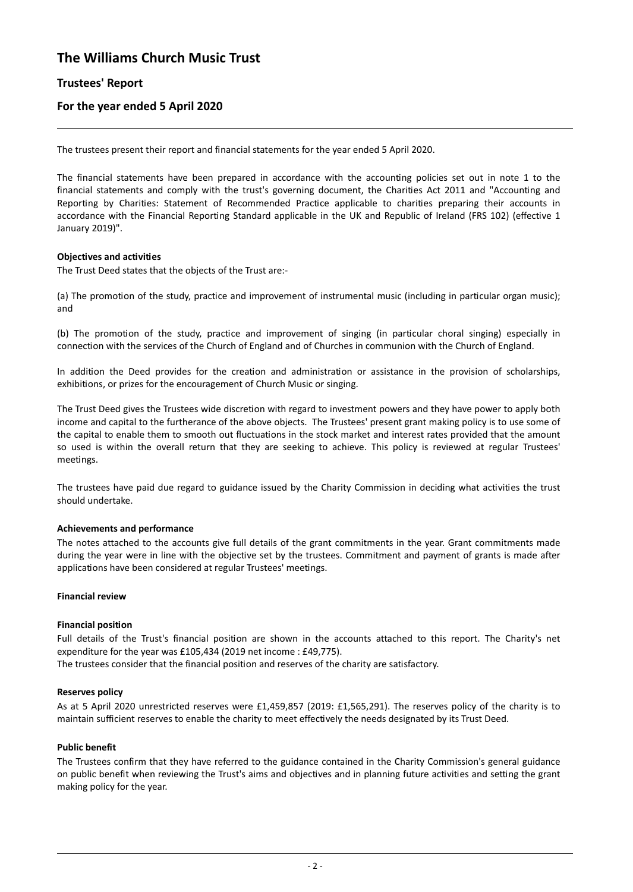# The Williams Church Music Trust

## Trustees' Report

## For the year ended 5 April 2020

The trustees present their report and financial statements for the year ended 5 April 2020.

The financial statements have been prepared in accordance with the accounting policies set out in note 1 to the financial statements and comply with the trust's governing document, the Charities Act 2011 and "Accounting and Reporting by Charities: Statement of Recommended Practice applicable to charities preparing their accounts in accordance with the Financial Reporting Standard applicable in the UK and Republic of Ireland (FRS 102) (effective 1 January 2019)".

**Objectives and activities**

The Trust Deed states that the objects of the Trust are:-

(a) The promotion of the study, practice and improvement of instrumental music (including in particular organ music); and

(b) The promotion of the study, practice and improvement of singing (in particular choral singing) especially in connection with the services of the Church of England and of Churches in communion with the Church of England.

In addition the Deed provides for the creation and administration or assistance in the provision of scholarships, exhibitions, or prizes for the encouragement of Church Music or singing.

The Trust Deed gives the Trustees wide discretion with regard to investment powers and they have power to apply both income and capital to the furtherance of the above objects. The Trustees' present grant making policy is to use some of the capital to enable them to smooth out fluctuations in the stock market and interest rates provided that the amount so used is within the overall return that they are seeking to achieve. This policy is reviewed at regular Trustees' meetings.

The trustees have paid due regard to guidance issued by the Charity Commission in deciding what activities the trust should undertake.

**Achievements and performance**

The notes attached to the accounts give full details of the grant commitments in the year. Grant commitments made during the year were in line with the objective set by the trustees. Commitment and payment of grants is made after applications have been considered at regular Trustees' meetings.

**Financial review**

**Financial position**

Full details of the Trust's financial position are shown in the accounts attached to this report. The Charity's net expenditure for the year was £105,434 (2019 net income : £49,775).

The trustees consider that the financial position and reserves of the charity are satisfactory.

**Reserves policy**

As at 5 April 2020 unrestricted reserves were £1,459,857 (2019: £1,565,291). The reserves policy of the charity is to maintain sufficient reserves to enable the charity to meet effectively the needs designated by its Trust Deed.

**Public benefit**

The Trustees confirm that they have referred to the guidance contained in the Charity Commission's general guidance on public benefit when reviewing the Trust's aims and objectives and in planning future activities and setting the grant making policy for the year.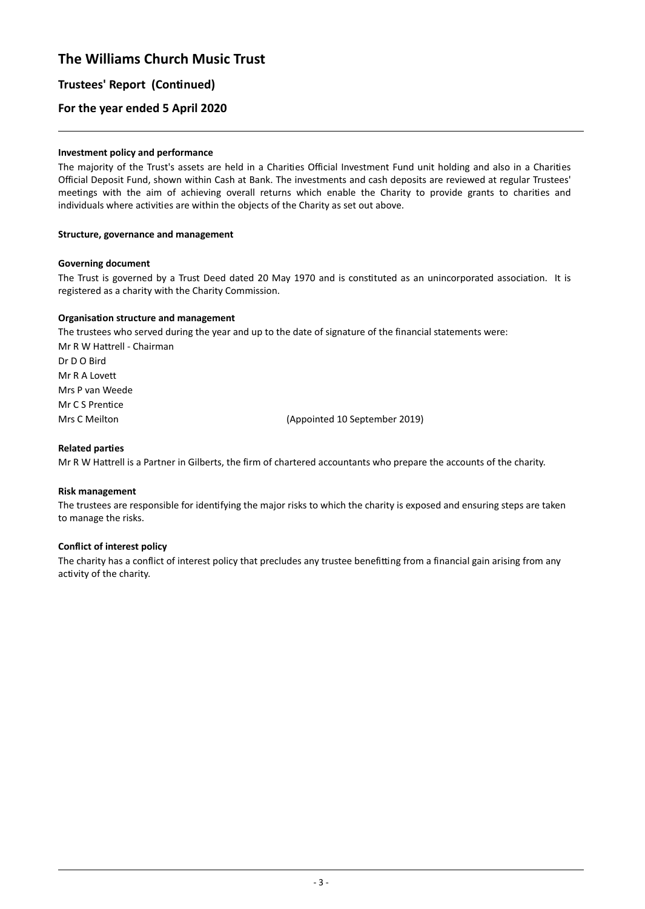# The Williams Church Music Trust

## Trustees' Report (Continued)

## For the year ended 5 April 2020

**Investment policy and performance**

The majority of the Trust's assets are held in a Charities Official Investment Fund unit holding and also in a Charities Official Deposit Fund, shown within Cash at Bank. The investments and cash deposits are reviewed at regular Trustees' meetings with the aim of achieving overall returns which enable the Charity to provide grants to charities and individuals where activities are within the objects of the Charity as set out above.

**Structure, governance and management**

**Governing document**

The Trust is governed by a Trust Deed dated 20 May 1970 and is constituted as an unincorporated association. It is registered as a charity with the Charity Commission.

**Organisation structure and management**

The trustees who served during the year and up to the date of signature of the financial statements were:

Mr R W Hattrell - Chairman
Dr D O Bird
Mr R A Lovett
Mrs P van Weede
Mr C S Prentice
Mrs C Meilton (Appointed 10 September 2019)

**Related parties**

Mr R W Hattrell is a Partner in Gilberts, the firm of chartered accountants who prepare the accounts of the charity.

**Risk management**

The trustees are responsible for identifying the major risks to which the charity is exposed and ensuring steps are taken to manage the risks.

**Conflict of interest policy**

The charity has a conflict of interest policy that precludes any trustee benefitting from a financial gain arising from any activity of the charity.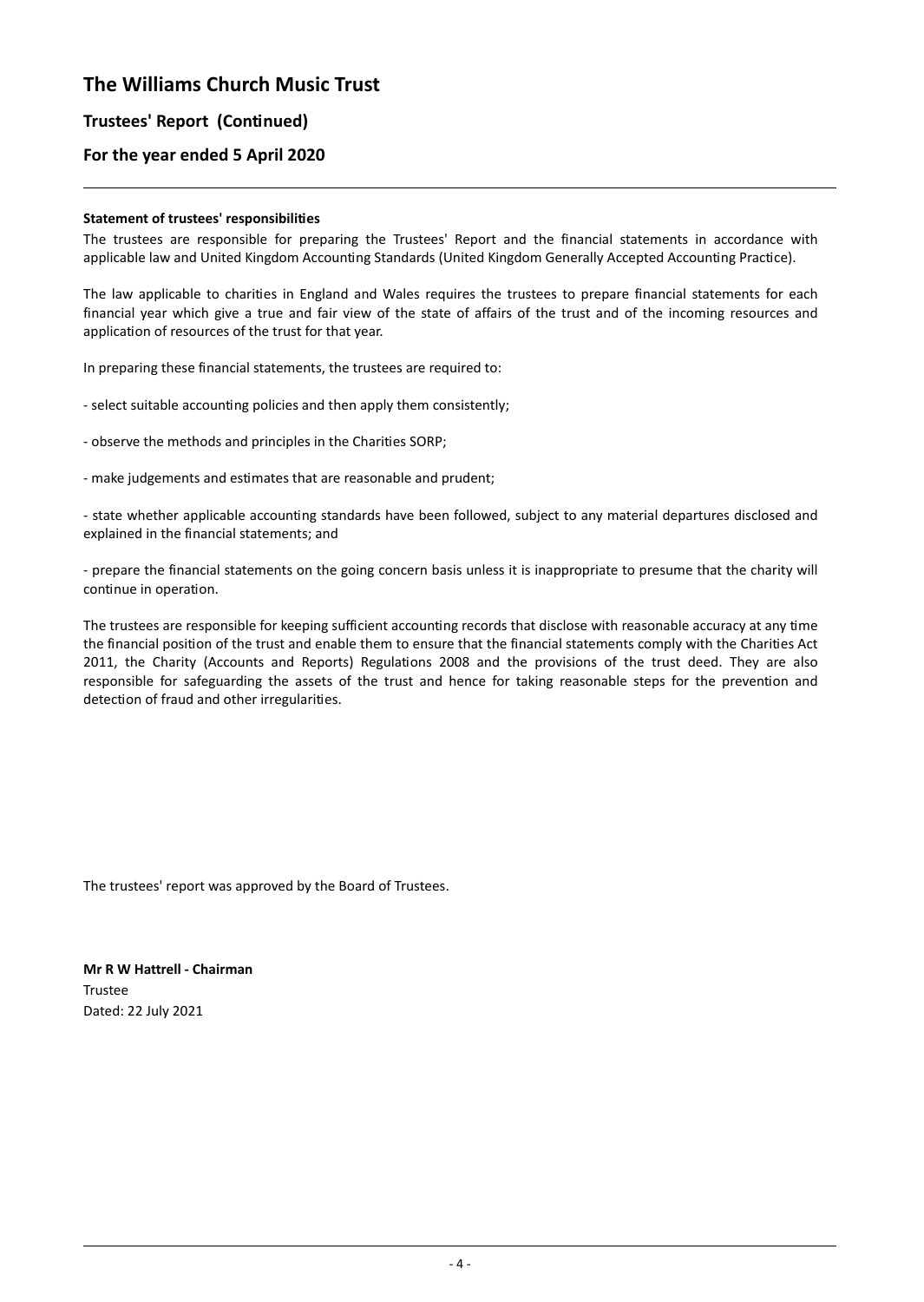# The Williams Church Music Trust

## Trustees' Report (Continued)

## For the year ended 5 April 2020

**Statement of trustees' responsibilities**

The trustees are responsible for preparing the Trustees' Report and the financial statements in accordance with applicable law and United Kingdom Accounting Standards (United Kingdom Generally Accepted Accounting Practice).

The law applicable to charities in England and Wales requires the trustees to prepare financial statements for each financial year which give a true and fair view of the state of affairs of the trust and of the incoming resources and application of resources of the trust for that year.

In preparing these financial statements, the trustees are required to:

- select suitable accounting policies and then apply them consistently;

- observe the methods and principles in the Charities SORP;

- make judgements and estimates that are reasonable and prudent;

- state whether applicable accounting standards have been followed, subject to any material departures disclosed and explained in the financial statements; and

- prepare the financial statements on the going concern basis unless it is inappropriate to presume that the charity will continue in operation.

The trustees are responsible for keeping sufficient accounting records that disclose with reasonable accuracy at any time the financial position of the trust and enable them to ensure that the financial statements comply with the Charities Act 2011, the Charity (Accounts and Reports) Regulations 2008 and the provisions of the trust deed. They are also responsible for safeguarding the assets of the trust and hence for taking reasonable steps for the prevention and detection of fraud and other irregularities.

The trustees' report was approved by the Board of Trustees.

**Mr R W Hattrell - Chairman**
Trustee
Dated: 22 July 2021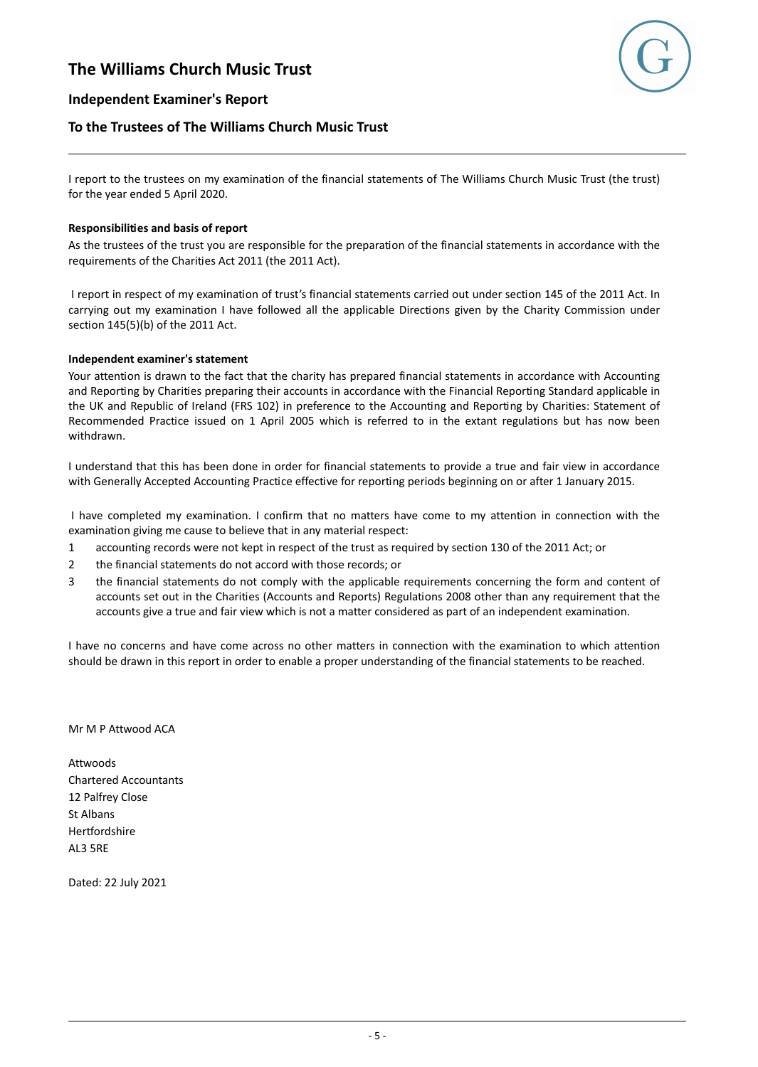# The Williams Church Music Trust

## Independent Examiner's Report

## To the Trustees of The Williams Church Music Trust

I report to the trustees on my examination of the financial statements of The Williams Church Music Trust (the trust) for the year ended 5 April 2020.

**Responsibilities and basis of report**

As the trustees of the trust you are responsible for the preparation of the financial statements in accordance with the requirements of the Charities Act 2011 (the 2011 Act).

I report in respect of my examination of trust's financial statements carried out under section 145 of the 2011 Act. In carrying out my examination I have followed all the applicable Directions given by the Charity Commission under section 145(5)(b) of the 2011 Act.

**Independent examiner's statement**

Your attention is drawn to the fact that the charity has prepared financial statements in accordance with Accounting and Reporting by Charities preparing their accounts in accordance with the Financial Reporting Standard applicable in the UK and Republic of Ireland (FRS 102) in preference to the Accounting and Reporting by Charities: Statement of Recommended Practice issued on 1 April 2005 which is referred to in the extant regulations but has now been withdrawn.

I understand that this has been done in order for financial statements to provide a true and fair view in accordance with Generally Accepted Accounting Practice effective for reporting periods beginning on or after 1 January 2015.

I have completed my examination. I confirm that no matters have come to my attention in connection with the examination giving me cause to believe that in any material respect:

1. accounting records were not kept in respect of the trust as required by section 130 of the 2011 Act; or
2. the financial statements do not accord with those records; or
3. the financial statements do not comply with the applicable requirements concerning the form and content of accounts set out in the Charities (Accounts and Reports) Regulations 2008 other than any requirement that the accounts give a true and fair view which is not a matter considered as part of an independent examination.

I have no concerns and have come across no other matters in connection with the examination to which attention should be drawn in this report in order to enable a proper understanding of the financial statements to be reached.

Mr M P Attwood ACA

Attwoods
Chartered Accountants
12 Palfrey Close
St Albans
Hertfordshire
AL3 5RE

Dated: 22 July 2021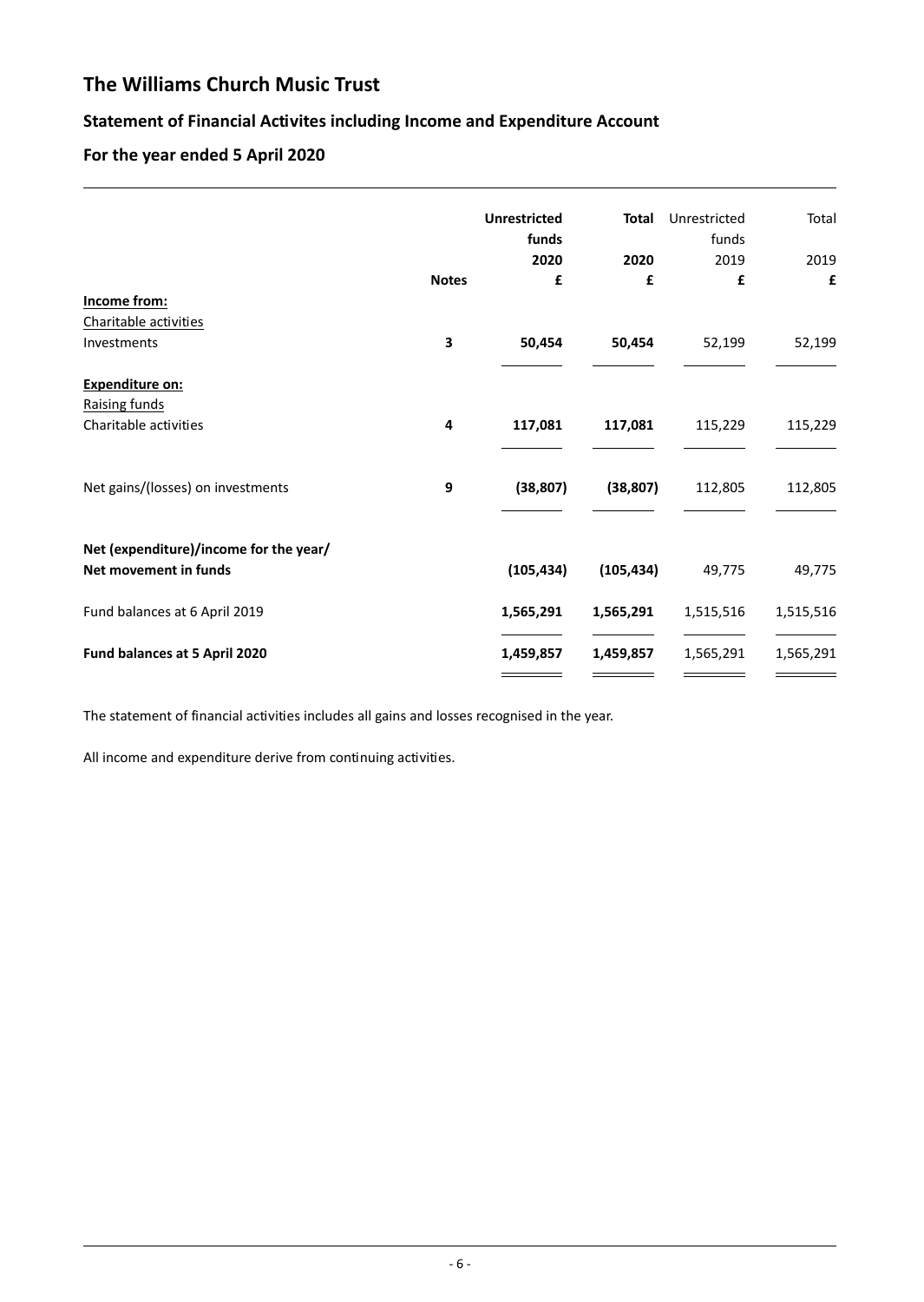# The Williams Church Music Trust

## Statement of Financial Activites including Income and Expenditure Account

## For the year ended 5 April 2020

| | Notes | Unrestricted funds 2020 £ | Total 2020 £ | Unrestricted funds 2019 £ | Total 2019 £ |
|---|---|---|---|---|---|
| **Income from:** | | | | | |
| Charitable activities | | | | | |
| Investments | 3 | **50,454** | **50,454** | 52,199 | 52,199 |
| **Expenditure on:** | | | | | |
| Raising funds | | | | | |
| Charitable activities | 4 | **117,081** | **117,081** | 115,229 | 115,229 |
| Net gains/(losses) on investments | 9 | **(38,807)** | **(38,807)** | 112,805 | 112,805 |
| **Net (expenditure)/income for the year/ Net movement in funds** | | **(105,434)** | **(105,434)** | 49,775 | 49,775 |
| Fund balances at 6 April 2019 | | **1,565,291** | **1,565,291** | 1,515,516 | 1,515,516 |
| **Fund balances at 5 April 2020** | | **1,459,857** | **1,459,857** | 1,565,291 | 1,565,291 |

The statement of financial activities includes all gains and losses recognised in the year.

All income and expenditure derive from continuing activities.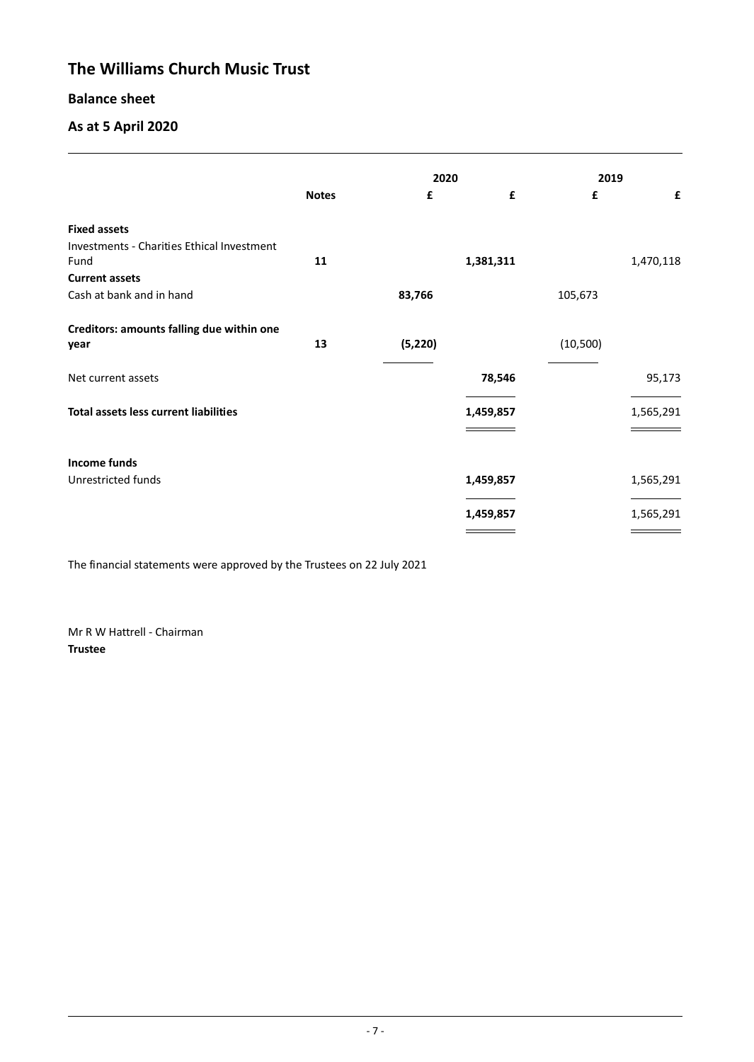# The Williams Church Music Trust

## Balance sheet

## As at 5 April 2020

| | Notes | 2020 | | 2019 | |
|---|---|---|---|---|---|
| | | £ | £ | £ | £ |
| **Fixed assets** | | | | | |
| Investments - Charities Ethical Investment Fund | 11 | | **1,381,311** | | 1,470,118 |
| **Current assets** | | | | | |
| Cash at bank and in hand | | **83,766** | | 105,673 | |
| **Creditors: amounts falling due within one year** | 13 | **(5,220)** | | (10,500) | |
| Net current assets | | | **78,546** | | 95,173 |
| **Total assets less current liabilities** | | | **1,459,857** | | 1,565,291 |
| **Income funds** | | | | | |
| Unrestricted funds | | | **1,459,857** | | 1,565,291 |
| | | | **1,459,857** | | 1,565,291 |

The financial statements were approved by the Trustees on 22 July 2021

Mr R W Hattrell - Chairman
**Trustee**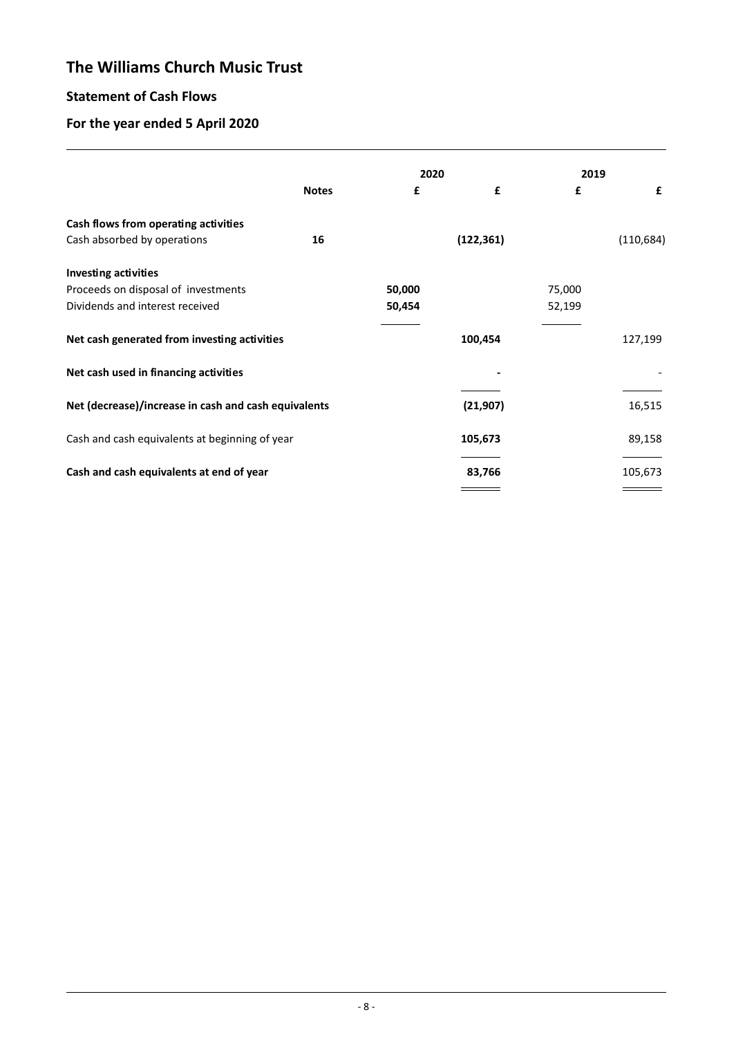# The Williams Church Music Trust

## Statement of Cash Flows

## For the year ended 5 April 2020

| | Notes | 2020 £ | 2020 £ | 2019 £ | 2019 £ |
|---|---|---|---|---|---|
| **Cash flows from operating activities** | | | | | |
| Cash absorbed by operations | **16** | | **(122,361)** | | (110,684) |
| **Investing activities** | | | | | |
| Proceeds on disposal of investments | | **50,000** | | 75,000 | |
| Dividends and interest received | | **50,454** | | 52,199 | |
| **Net cash generated from investing activities** | | | **100,454** | | 127,199 |
| **Net cash used in financing activities** | | | **-** | | - |
| **Net (decrease)/increase in cash and cash equivalents** | | | **(21,907)** | | 16,515 |
| Cash and cash equivalents at beginning of year | | | **105,673** | | 89,158 |
| **Cash and cash equivalents at end of year** | | | **83,766** | | 105,673 |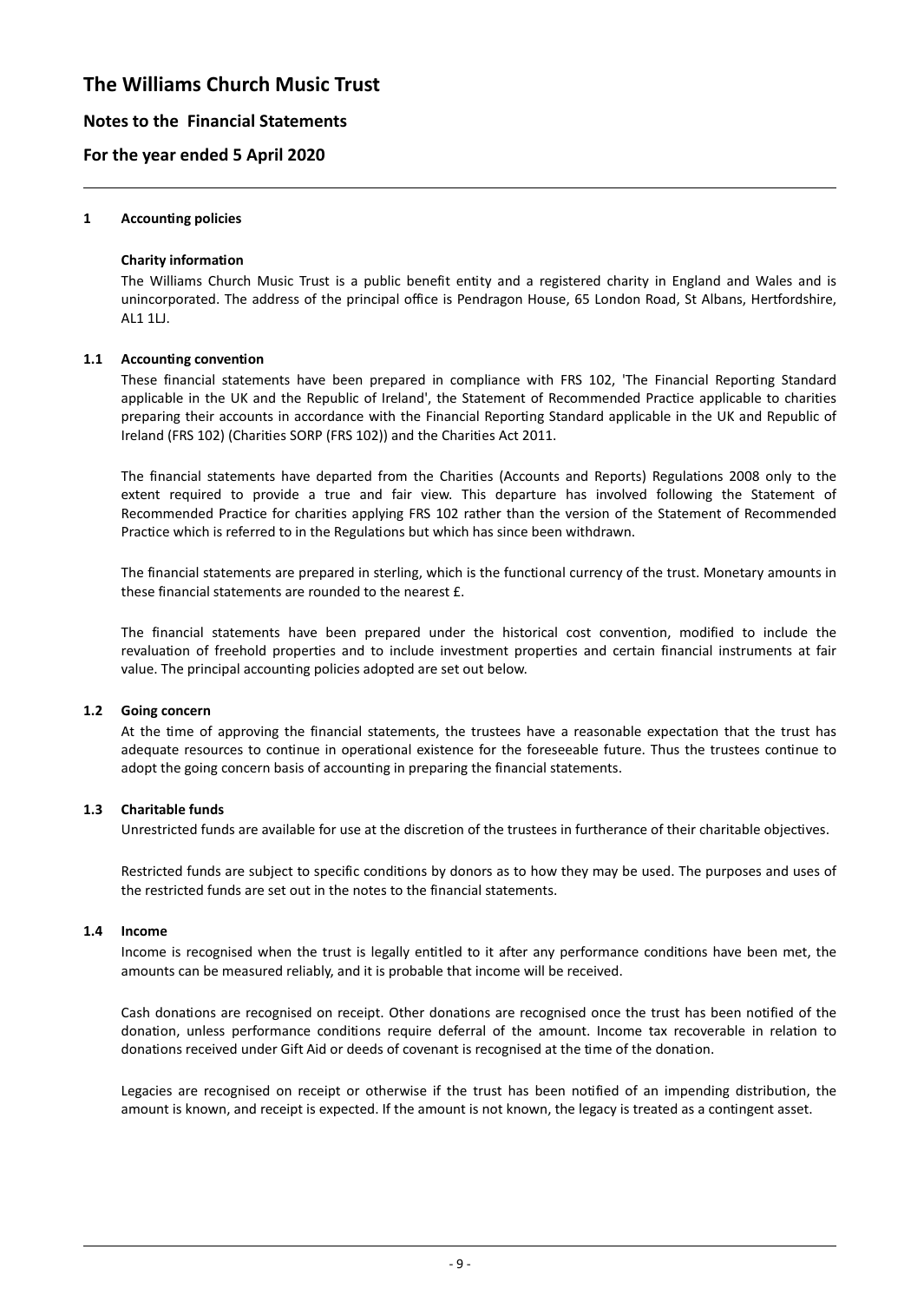# The Williams Church Music Trust

## Notes to the Financial Statements

## For the year ended 5 April 2020

### 1 Accounting policies

**Charity information**

The Williams Church Music Trust is a public benefit entity and a registered charity in England and Wales and is unincorporated. The address of the principal office is Pendragon House, 65 London Road, St Albans, Hertfordshire, AL1 1LJ.

### 1.1 Accounting convention

These financial statements have been prepared in compliance with FRS 102, 'The Financial Reporting Standard applicable in the UK and the Republic of Ireland', the Statement of Recommended Practice applicable to charities preparing their accounts in accordance with the Financial Reporting Standard applicable in the UK and Republic of Ireland (FRS 102) (Charities SORP (FRS 102)) and the Charities Act 2011.

The financial statements have departed from the Charities (Accounts and Reports) Regulations 2008 only to the extent required to provide a true and fair view. This departure has involved following the Statement of Recommended Practice for charities applying FRS 102 rather than the version of the Statement of Recommended Practice which is referred to in the Regulations but which has since been withdrawn.

The financial statements are prepared in sterling, which is the functional currency of the trust. Monetary amounts in these financial statements are rounded to the nearest £.

The financial statements have been prepared under the historical cost convention, modified to include the revaluation of freehold properties and to include investment properties and certain financial instruments at fair value. The principal accounting policies adopted are set out below.

### 1.2 Going concern

At the time of approving the financial statements, the trustees have a reasonable expectation that the trust has adequate resources to continue in operational existence for the foreseeable future. Thus the trustees continue to adopt the going concern basis of accounting in preparing the financial statements.

### 1.3 Charitable funds

Unrestricted funds are available for use at the discretion of the trustees in furtherance of their charitable objectives.

Restricted funds are subject to specific conditions by donors as to how they may be used. The purposes and uses of the restricted funds are set out in the notes to the financial statements.

### 1.4 Income

Income is recognised when the trust is legally entitled to it after any performance conditions have been met, the amounts can be measured reliably, and it is probable that income will be received.

Cash donations are recognised on receipt. Other donations are recognised once the trust has been notified of the donation, unless performance conditions require deferral of the amount. Income tax recoverable in relation to donations received under Gift Aid or deeds of covenant is recognised at the time of the donation.

Legacies are recognised on receipt or otherwise if the trust has been notified of an impending distribution, the amount is known, and receipt is expected. If the amount is not known, the legacy is treated as a contingent asset.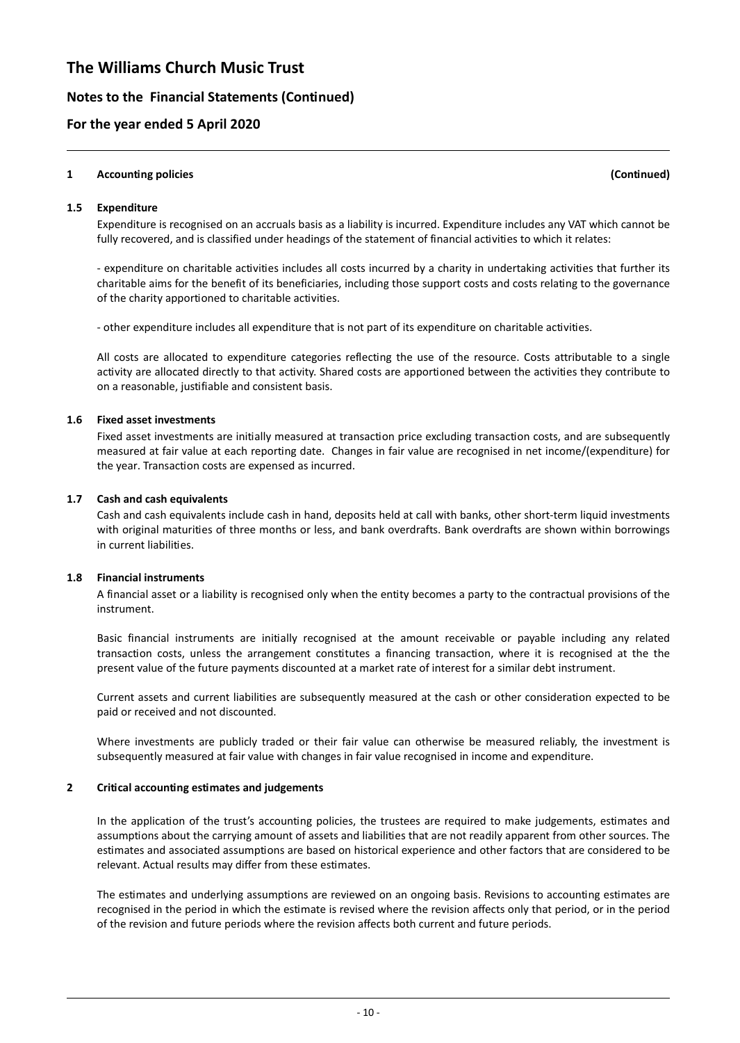# The Williams Church Music Trust

## Notes to the Financial Statements (Continued)

## For the year ended 5 April 2020

**1 Accounting policies (Continued)**

**1.5 Expenditure**

Expenditure is recognised on an accruals basis as a liability is incurred. Expenditure includes any VAT which cannot be fully recovered, and is classified under headings of the statement of financial activities to which it relates:

- expenditure on charitable activities includes all costs incurred by a charity in undertaking activities that further its charitable aims for the benefit of its beneficiaries, including those support costs and costs relating to the governance of the charity apportioned to charitable activities.

- other expenditure includes all expenditure that is not part of its expenditure on charitable activities.

All costs are allocated to expenditure categories reflecting the use of the resource. Costs attributable to a single activity are allocated directly to that activity. Shared costs are apportioned between the activities they contribute to on a reasonable, justifiable and consistent basis.

**1.6 Fixed asset investments**

Fixed asset investments are initially measured at transaction price excluding transaction costs, and are subsequently measured at fair value at each reporting date. Changes in fair value are recognised in net income/(expenditure) for the year. Transaction costs are expensed as incurred.

**1.7 Cash and cash equivalents**

Cash and cash equivalents include cash in hand, deposits held at call with banks, other short-term liquid investments with original maturities of three months or less, and bank overdrafts. Bank overdrafts are shown within borrowings in current liabilities.

**1.8 Financial instruments**

A financial asset or a liability is recognised only when the entity becomes a party to the contractual provisions of the instrument.

Basic financial instruments are initially recognised at the amount receivable or payable including any related transaction costs, unless the arrangement constitutes a financing transaction, where it is recognised at the the present value of the future payments discounted at a market rate of interest for a similar debt instrument.

Current assets and current liabilities are subsequently measured at the cash or other consideration expected to be paid or received and not discounted.

Where investments are publicly traded or their fair value can otherwise be measured reliably, the investment is subsequently measured at fair value with changes in fair value recognised in income and expenditure.

**2 Critical accounting estimates and judgements**

In the application of the trust's accounting policies, the trustees are required to make judgements, estimates and assumptions about the carrying amount of assets and liabilities that are not readily apparent from other sources. The estimates and associated assumptions are based on historical experience and other factors that are considered to be relevant. Actual results may differ from these estimates.

The estimates and underlying assumptions are reviewed on an ongoing basis. Revisions to accounting estimates are recognised in the period in which the estimate is revised where the revision affects only that period, or in the period of the revision and future periods where the revision affects both current and future periods.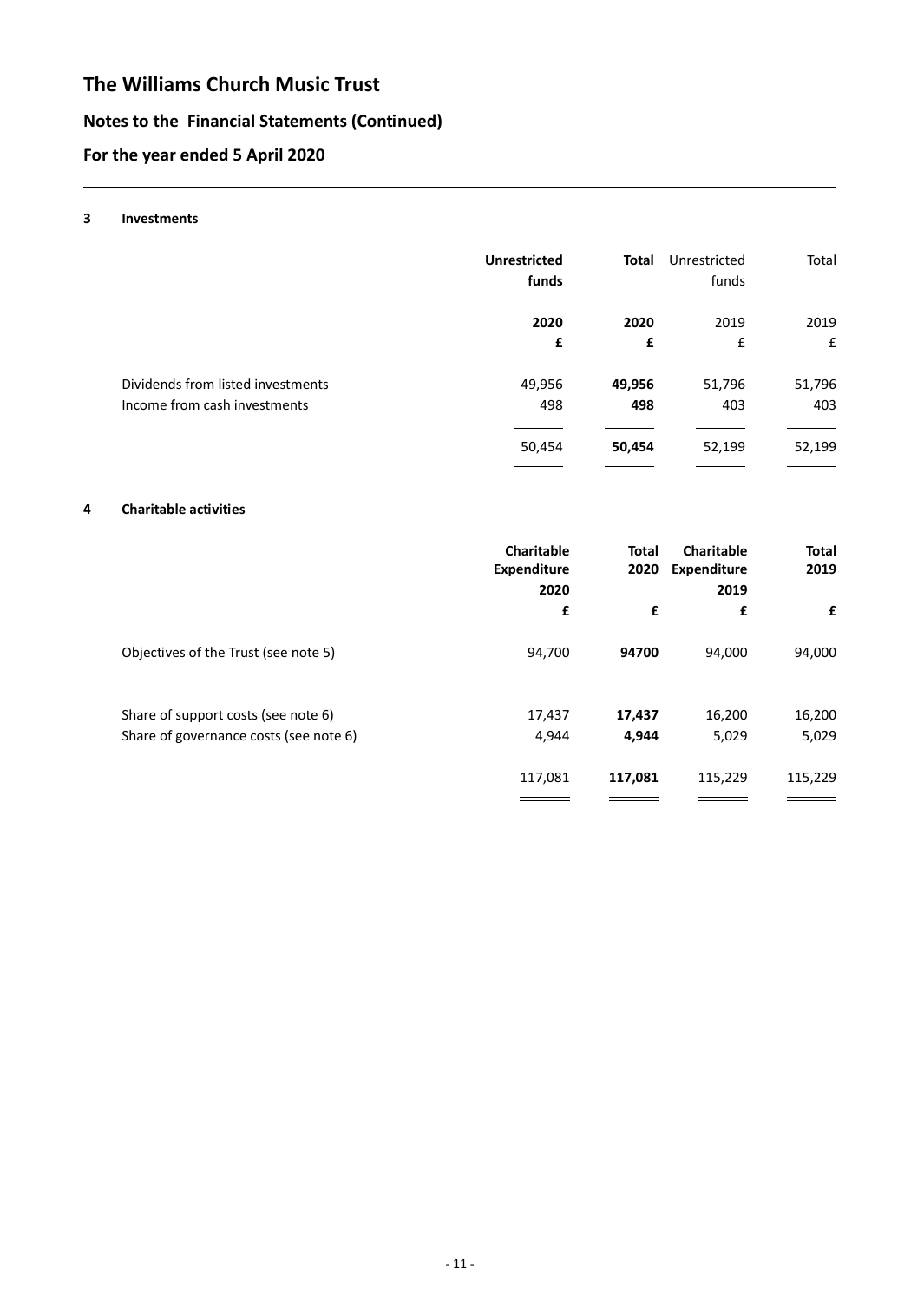# The Williams Church Music Trust

## Notes to the Financial Statements (Continued)

## For the year ended 5 April 2020

### 3 Investments

| | **Unrestricted funds** | **Total** | Unrestricted funds | Total |
|---|---|---|---|---|
| | **2020** | **2020** | 2019 | 2019 |
| | **£** | **£** | £ | £ |
| Dividends from listed investments | 49,956 | **49,956** | 51,796 | 51,796 |
| Income from cash investments | 498 | **498** | 403 | 403 |
| | 50,454 | **50,454** | 52,199 | 52,199 |

### 4 Charitable activities

| | **Charitable Expenditure 2020** | **Total 2020** | **Charitable Expenditure 2019** | **Total 2019** |
|---|---|---|---|---|
| | **£** | **£** | **£** | **£** |
| Objectives of the Trust (see note 5) | 94,700 | **94700** | 94,000 | 94,000 |
| Share of support costs (see note 6) | 17,437 | **17,437** | 16,200 | 16,200 |
| Share of governance costs (see note 6) | 4,944 | **4,944** | 5,029 | 5,029 |
| | 117,081 | **117,081** | 115,229 | 115,229 |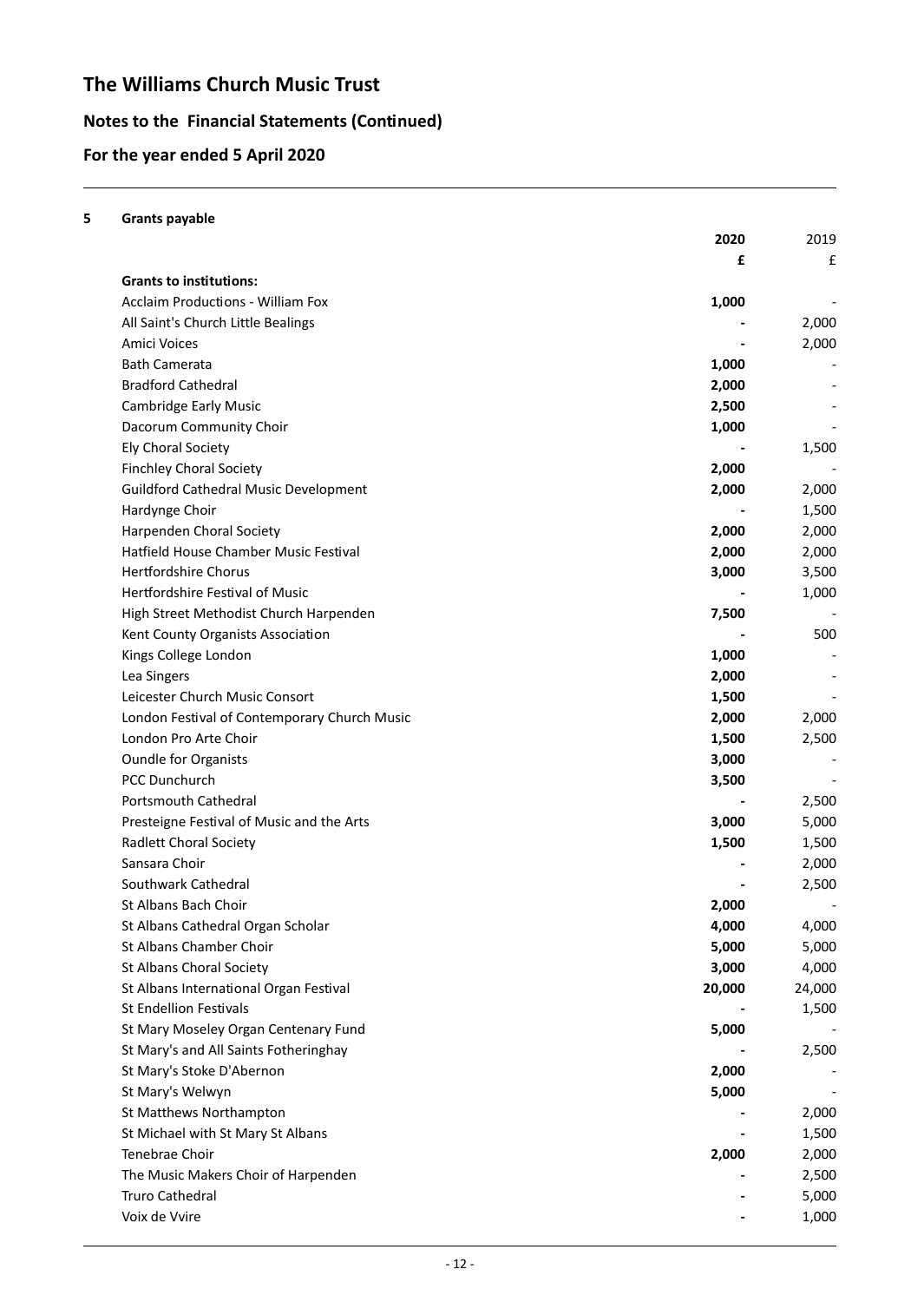# The Williams Church Music Trust

## Notes to the Financial Statements (Continued)

## For the year ended 5 April 2020

**5 Grants payable**

| | **2020** | 2019 |
|---|---|---|
| | **£** | £ |
| **Grants to institutions:** | | |
| Acclaim Productions - William Fox | **1,000** | - |
| All Saint's Church Little Bealings | **-** | 2,000 |
| Amici Voices | **-** | 2,000 |
| Bath Camerata | **1,000** | - |
| Bradford Cathedral | **2,000** | - |
| Cambridge Early Music | **2,500** | - |
| Dacorum Community Choir | **1,000** | - |
| Ely Choral Society | **-** | 1,500 |
| Finchley Choral Society | **2,000** | - |
| Guildford Cathedral Music Development | **2,000** | 2,000 |
| Hardynge Choir | **-** | 1,500 |
| Harpenden Choral Society | **2,000** | 2,000 |
| Hatfield House Chamber Music Festival | **2,000** | 2,000 |
| Hertfordshire Chorus | **3,000** | 3,500 |
| Hertfordshire Festival of Music | **-** | 1,000 |
| High Street Methodist Church Harpenden | **7,500** | - |
| Kent County Organists Association | **-** | 500 |
| Kings College London | **1,000** | - |
| Lea Singers | **2,000** | - |
| Leicester Church Music Consort | **1,500** | - |
| London Festival of Contemporary Church Music | **2,000** | 2,000 |
| London Pro Arte Choir | **1,500** | 2,500 |
| Oundle for Organists | **3,000** | - |
| PCC Dunchurch | **3,500** | - |
| Portsmouth Cathedral | **-** | 2,500 |
| Presteigne Festival of Music and the Arts | **3,000** | 5,000 |
| Radlett Choral Society | **1,500** | 1,500 |
| Sansara Choir | **-** | 2,000 |
| Southwark Cathedral | **-** | 2,500 |
| St Albans Bach Choir | **2,000** | - |
| St Albans Cathedral Organ Scholar | **4,000** | 4,000 |
| St Albans Chamber Choir | **5,000** | 5,000 |
| St Albans Choral Society | **3,000** | 4,000 |
| St Albans International Organ Festival | **20,000** | 24,000 |
| St Endellion Festivals | **-** | 1,500 |
| St Mary Moseley Organ Centenary Fund | **5,000** | - |
| St Mary's and All Saints Fotheringhay | **-** | 2,500 |
| St Mary's Stoke D'Abernon | **2,000** | - |
| St Mary's Welwyn | **5,000** | - |
| St Matthews Northampton | **-** | 2,000 |
| St Michael with St Mary St Albans | **-** | 1,500 |
| Tenebrae Choir | **2,000** | 2,000 |
| The Music Makers Choir of Harpenden | **-** | 2,500 |
| Truro Cathedral | **-** | 5,000 |
| Voix de Vvire | **-** | 1,000 |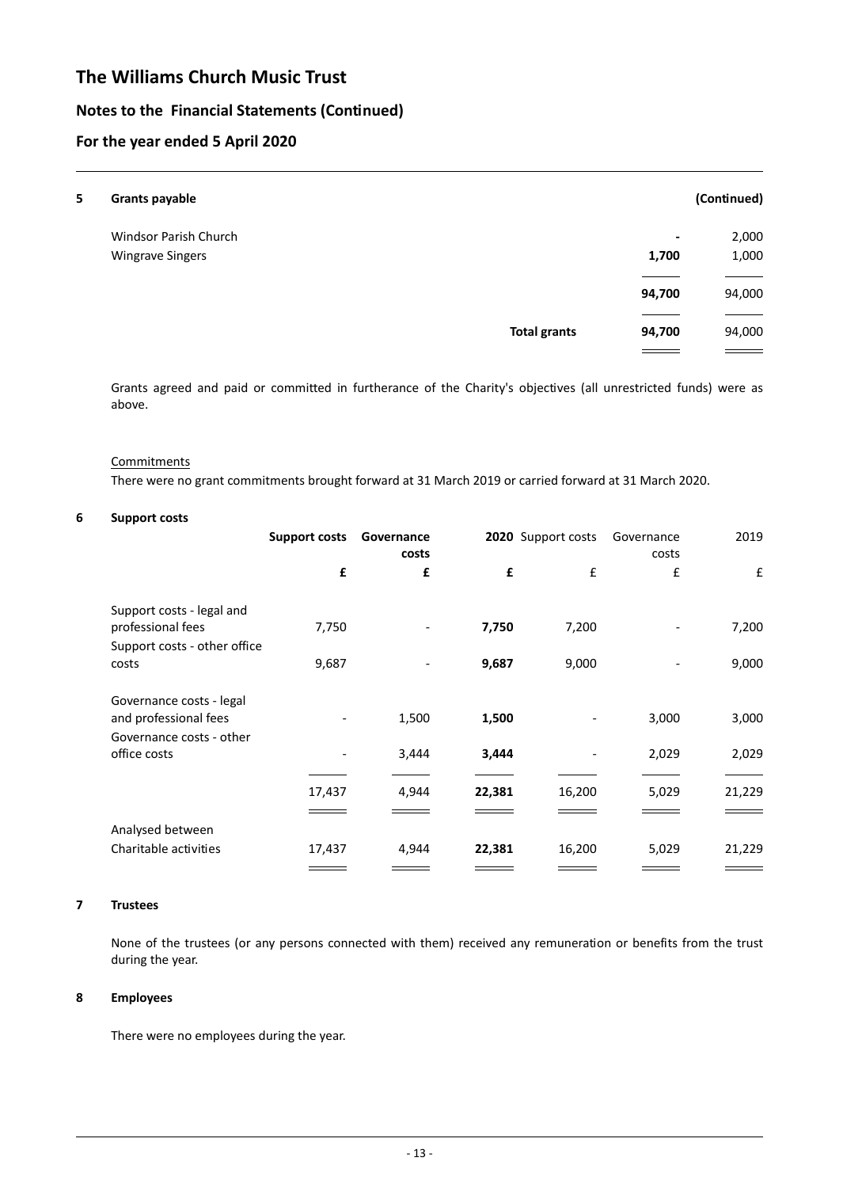# The Williams Church Music Trust

## Notes to the Financial Statements (Continued)

## For the year ended 5 April 2020

### 5 Grants payable (Continued)

| | | | |
|---|---|---|---|
| Windsor Parish Church | | - | 2,000 |
| Wingrave Singers | | **1,700** | 1,000 |
| | | **94,700** | 94,000 |
| | **Total grants** | **94,700** | 94,000 |

Grants agreed and paid or committed in furtherance of the Charity's objectives (all unrestricted funds) were as above.

Commitments

There were no grant commitments brought forward at 31 March 2019 or carried forward at 31 March 2020.

### 6 Support costs

| | **Support costs** | **Governance costs** | **2020** | Support costs | Governance costs | 2019 |
|---|---|---|---|---|---|---|
| | **£** | **£** | **£** | £ | £ | £ |
| Support costs - legal and professional fees | 7,750 | - | **7,750** | 7,200 | - | 7,200 |
| Support costs - other office costs | 9,687 | - | **9,687** | 9,000 | - | 9,000 |
| Governance costs - legal and professional fees | - | 1,500 | **1,500** | - | 3,000 | 3,000 |
| Governance costs - other office costs | - | 3,444 | **3,444** | - | 2,029 | 2,029 |
| | 17,437 | 4,944 | **22,381** | 16,200 | 5,029 | 21,229 |
| Analysed between | | | | | | |
| Charitable activities | 17,437 | 4,944 | **22,381** | 16,200 | 5,029 | 21,229 |

### 7 Trustees

None of the trustees (or any persons connected with them) received any remuneration or benefits from the trust during the year.

### 8 Employees

There were no employees during the year.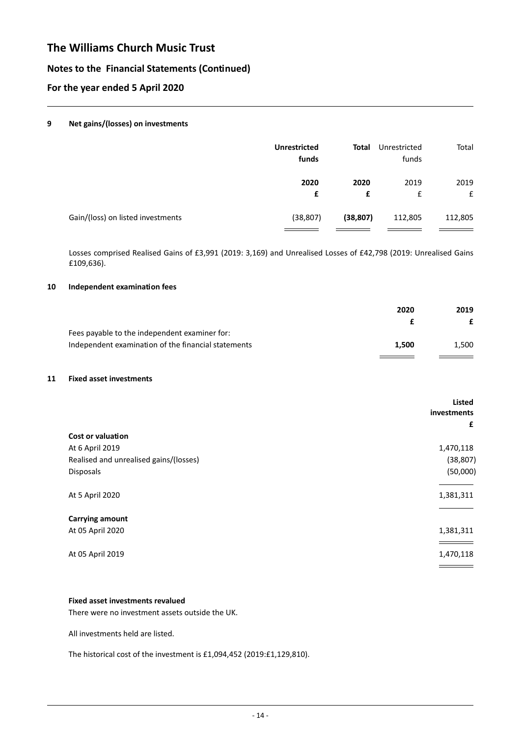# The Williams Church Music Trust

## Notes to the Financial Statements (Continued)

## For the year ended 5 April 2020

### 9 Net gains/(losses) on investments

| | **Unrestricted funds** | **Total** | Unrestricted funds | Total |
|---|---|---|---|---|
| | **2020** | **2020** | 2019 | 2019 |
| | **£** | **£** | £ | £ |
| Gain/(loss) on listed investments | (38,807) | **(38,807)** | 112,805 | 112,805 |

Losses comprised Realised Gains of £3,991 (2019: 3,169) and Unrealised Losses of £42,798 (2019: Unrealised Gains £109,636).

### 10 Independent examination fees

| | **2020** | **2019** |
|---|---|---|
| | **£** | **£** |
| Fees payable to the independent examiner for: | | |
| Independent examination of the financial statements | **1,500** | 1,500 |

### 11 Fixed asset investments

| | **Listed investments** |
|---|---|
| | **£** |
| **Cost or valuation** | |
| At 6 April 2019 | 1,470,118 |
| Realised and unrealised gains/(losses) | (38,807) |
| Disposals | (50,000) |
| At 5 April 2020 | 1,381,311 |
| **Carrying amount** | |
| At 05 April 2020 | 1,381,311 |
| At 05 April 2019 | 1,470,118 |

**Fixed asset investments revalued**

There were no investment assets outside the UK.

All investments held are listed.

The historical cost of the investment is £1,094,452 (2019:£1,129,810).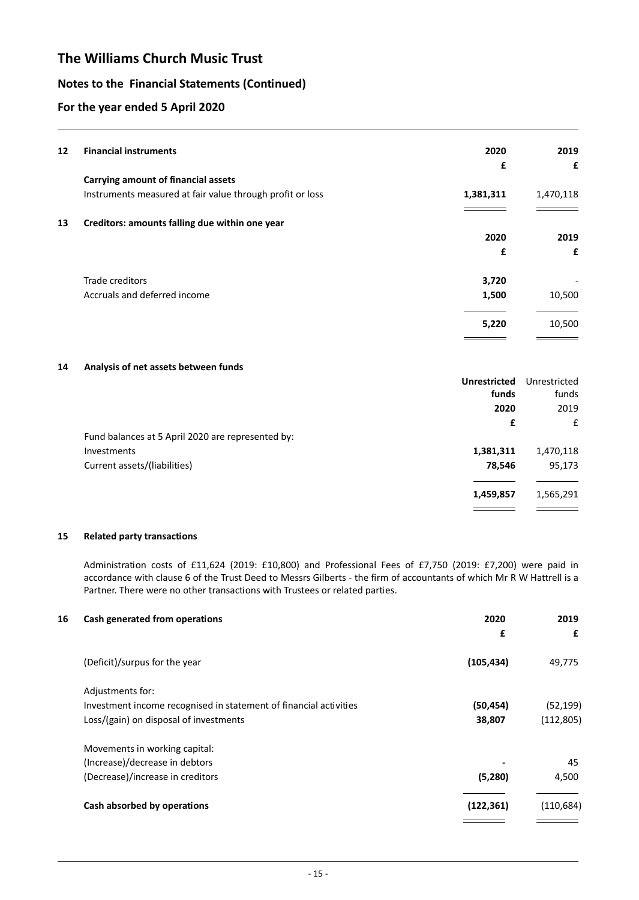# The Williams Church Music Trust

## Notes to the Financial Statements (Continued)

## For the year ended 5 April 2020

### 12 Financial instruments

| | 2020 | 2019 |
|---|---|---|
| | £ | £ |
| **Carrying amount of financial assets** | | |
| Instruments measured at fair value through profit or loss | **1,381,311** | 1,470,118 |

### 13 Creditors: amounts falling due within one year

| | 2020 | 2019 |
|---|---|---|
| | £ | £ |
| Trade creditors | **3,720** | - |
| Accruals and deferred income | **1,500** | 10,500 |
| | **5,220** | 10,500 |

### 14 Analysis of net assets between funds

| | Unrestricted funds 2020 | Unrestricted funds 2019 |
|---|---|---|
| | £ | £ |
| Fund balances at 5 April 2020 are represented by: | | |
| Investments | **1,381,311** | 1,470,118 |
| Current assets/(liabilities) | **78,546** | 95,173 |
| | **1,459,857** | 1,565,291 |

### 15 Related party transactions

Administration costs of £11,624 (2019: £10,800) and Professional Fees of £7,750 (2019: £7,200) were paid in accordance with clause 6 of the Trust Deed to Messrs Gilberts - the firm of accountants of which Mr R W Hattrell is a Partner. There were no other transactions with Trustees or related parties.

### 16 Cash generated from operations

| | 2020 | 2019 |
|---|---|---|
| | £ | £ |
| (Deficit)/surpus for the year | **(105,434)** | 49,775 |
| Adjustments for: | | |
| Investment income recognised in statement of financial activities | **(50,454)** | (52,199) |
| Loss/(gain) on disposal of investments | **38,807** | (112,805) |
| Movements in working capital: | | |
| (Increase)/decrease in debtors | **-** | 45 |
| (Decrease)/increase in creditors | **(5,280)** | 4,500 |
| **Cash absorbed by operations** | **(122,361)** | (110,684) |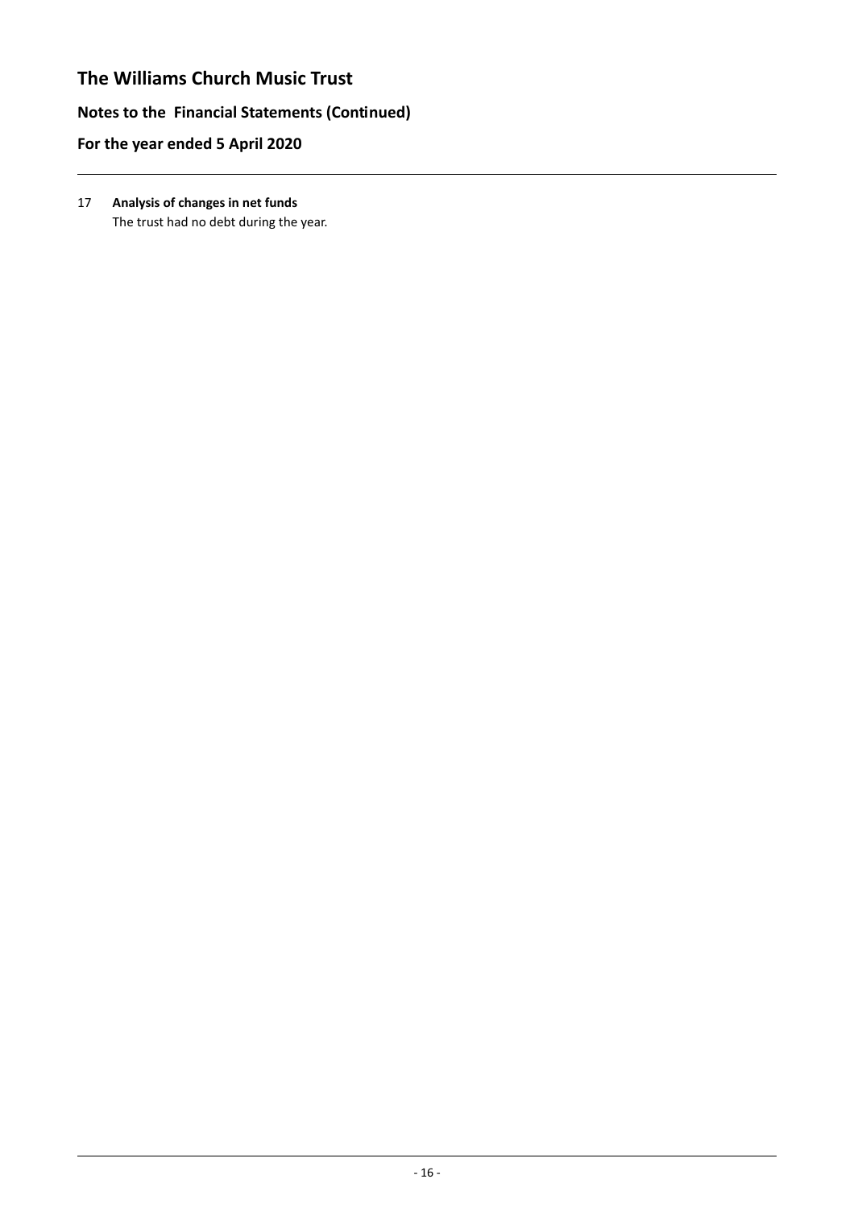17 **Analysis of changes in net funds**

The trust had no debt during the year.